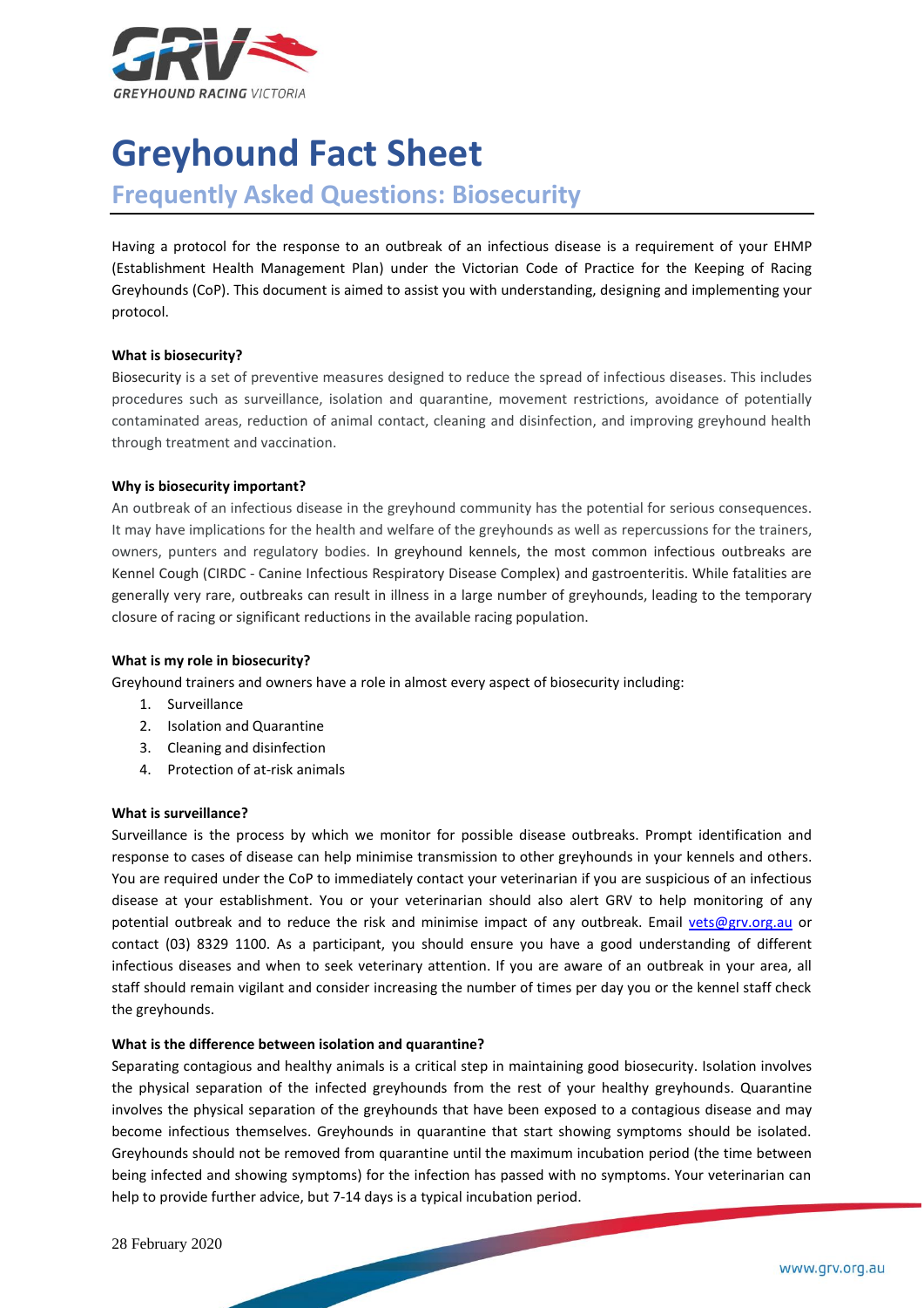# Greyhound Fact Sheet

## Frequently Asked Questions: Biosecurity

Having a protocol for the response to an outbreak of an infectious disease is a requirement of your EHMP (Establishment Health Management Plan) under the Victorian Code of Practice for the Keeping of Racing Greyhounds (CoP). This document is aimed to assist you with understanding, designing and implementing your protocol.

**What is biosecurity?**

Biosecurity is a set of preventive measures designed to reduce the spread of infectious diseases. This includes procedures such as surveillance, isolation and quarantine, movement restrictions, avoidance of potentially contaminated areas, reduction of animal contact, cleaning and disinfection, and improving greyhound health through treatment and vaccination.

**Why is biosecurity important?**

An outbreak of an infectious disease in the greyhound community has the potential for serious consequences. It may have implications for the health and welfare of the greyhounds as well as repercussions for the trainers, owners, punters and regulatory bodies. In greyhound kennels, the most common infectious outbreaks are Kennel Cough (CIRDC - Canine Infectious Respiratory Disease Complex) and gastroenteritis. While fatalities are generally very rare, outbreaks can result in illness in a large number of greyhounds, leading to the temporary closure of racing or significant reductions in the available racing population.

**What is my role in biosecurity?**

Greyhound trainers and owners have a role in almost every aspect of biosecurity including:

1. Surveillance
2. Isolation and Quarantine
3. Cleaning and disinfection
4. Protection of at-risk animals

**What is surveillance?**

Surveillance is the process by which we monitor for possible disease outbreaks. Prompt identification and response to cases of disease can help minimise transmission to other greyhounds in your kennels and others. You are required under the CoP to immediately contact your veterinarian if you are suspicious of an infectious disease at your establishment. You or your veterinarian should also alert GRV to help monitoring of any potential outbreak and to reduce the risk and minimise impact of any outbreak. Email vets@grv.org.au or contact (03) 8329 1100. As a participant, you should ensure you have a good understanding of different infectious diseases and when to seek veterinary attention. If you are aware of an outbreak in your area, all staff should remain vigilant and consider increasing the number of times per day you or the kennel staff check the greyhounds.

**What is the difference between isolation and quarantine?**

Separating contagious and healthy animals is a critical step in maintaining good biosecurity. Isolation involves the physical separation of the infected greyhounds from the rest of your healthy greyhounds. Quarantine involves the physical separation of the greyhounds that have been exposed to a contagious disease and may become infectious themselves. Greyhounds in quarantine that start showing symptoms should be isolated. Greyhounds should not be removed from quarantine until the maximum incubation period (the time between being infected and showing symptoms) for the infection has passed with no symptoms. Your veterinarian can help to provide further advice, but 7-14 days is a typical incubation period.

28 February 2020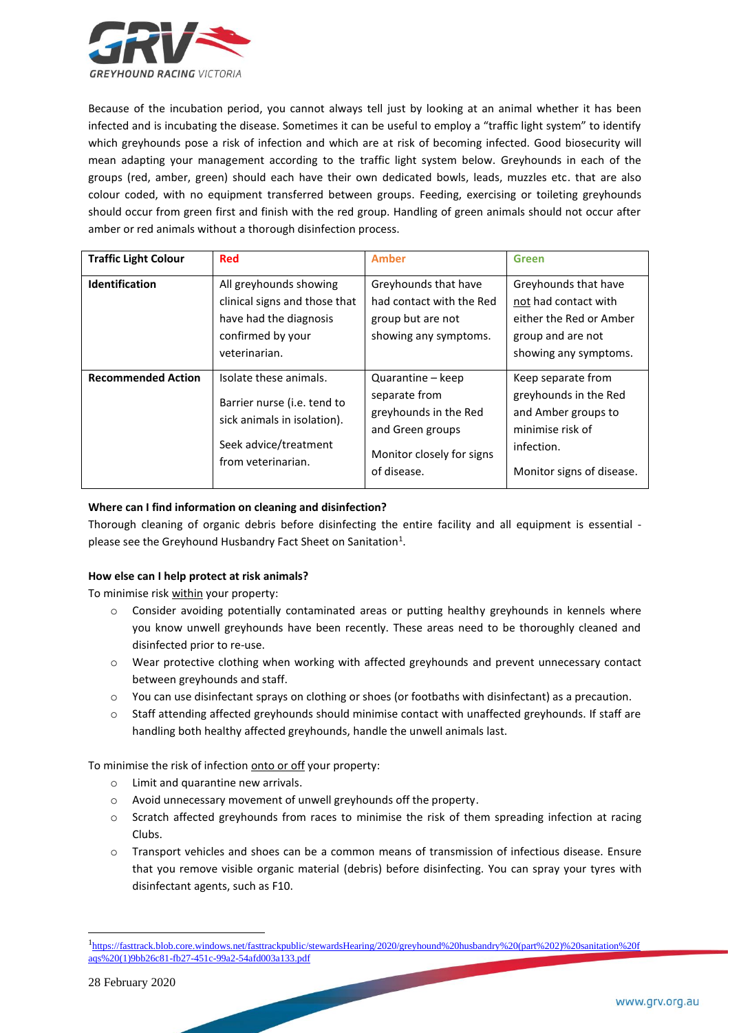Because of the incubation period, you cannot always tell just by looking at an animal whether it has been infected and is incubating the disease. Sometimes it can be useful to employ a "traffic light system" to identify which greyhounds pose a risk of infection and which are at risk of becoming infected. Good biosecurity will mean adapting your management according to the traffic light system below. Greyhounds in each of the groups (red, amber, green) should each have their own dedicated bowls, leads, muzzles etc. that are also colour coded, with no equipment transferred between groups. Feeding, exercising or toileting greyhounds should occur from green first and finish with the red group. Handling of green animals should not occur after amber or red animals without a thorough disinfection process.

| **Traffic Light Colour** | **Red** | **Amber** | **Green** |
|---|---|---|---|
| **Identification** | All greyhounds showing clinical signs and those that have had the diagnosis confirmed by your veterinarian. | Greyhounds that have had contact with the Red group but are not showing any symptoms. | Greyhounds that have not had contact with either the Red or Amber group and are not showing any symptoms. |
| **Recommended Action** | Isolate these animals.<br><br>Barrier nurse (i.e. tend to sick animals in isolation).<br><br>Seek advice/treatment from veterinarian. | Quarantine – keep separate from greyhounds in the Red and Green groups<br><br>Monitor closely for signs of disease. | Keep separate from greyhounds in the Red and Amber groups to minimise risk of infection.<br><br>Monitor signs of disease. |

**Where can I find information on cleaning and disinfection?**

Thorough cleaning of organic debris before disinfecting the entire facility and all equipment is essential - please see the Greyhound Husbandry Fact Sheet on Sanitation[1].

**How else can I help protect at risk animals?**

To minimise risk within your property:

- Consider avoiding potentially contaminated areas or putting healthy greyhounds in kennels where you know unwell greyhounds have been recently. These areas need to be thoroughly cleaned and disinfected prior to re-use.
- Wear protective clothing when working with affected greyhounds and prevent unnecessary contact between greyhounds and staff.
- You can use disinfectant sprays on clothing or shoes (or footbaths with disinfectant) as a precaution.
- Staff attending affected greyhounds should minimise contact with unaffected greyhounds. If staff are handling both healthy affected greyhounds, handle the unwell animals last.

To minimise the risk of infection onto or off your property:

- Limit and quarantine new arrivals.
- Avoid unnecessary movement of unwell greyhounds off the property.
- Scratch affected greyhounds from races to minimise the risk of them spreading infection at racing Clubs.
- Transport vehicles and shoes can be a common means of transmission of infectious disease. Ensure that you remove visible organic material (debris) before disinfecting. You can spray your tyres with disinfectant agents, such as F10.

[1] https://fasttrack.blob.core.windows.net/fasttrackpublic/stewardsHearing/2020/greyhound%20husbandry%20(part%202)%20sanitation%20faqs%20(1)9bb26c81-fb27-451c-99a2-54afd003a133.pdf

28 February 2020